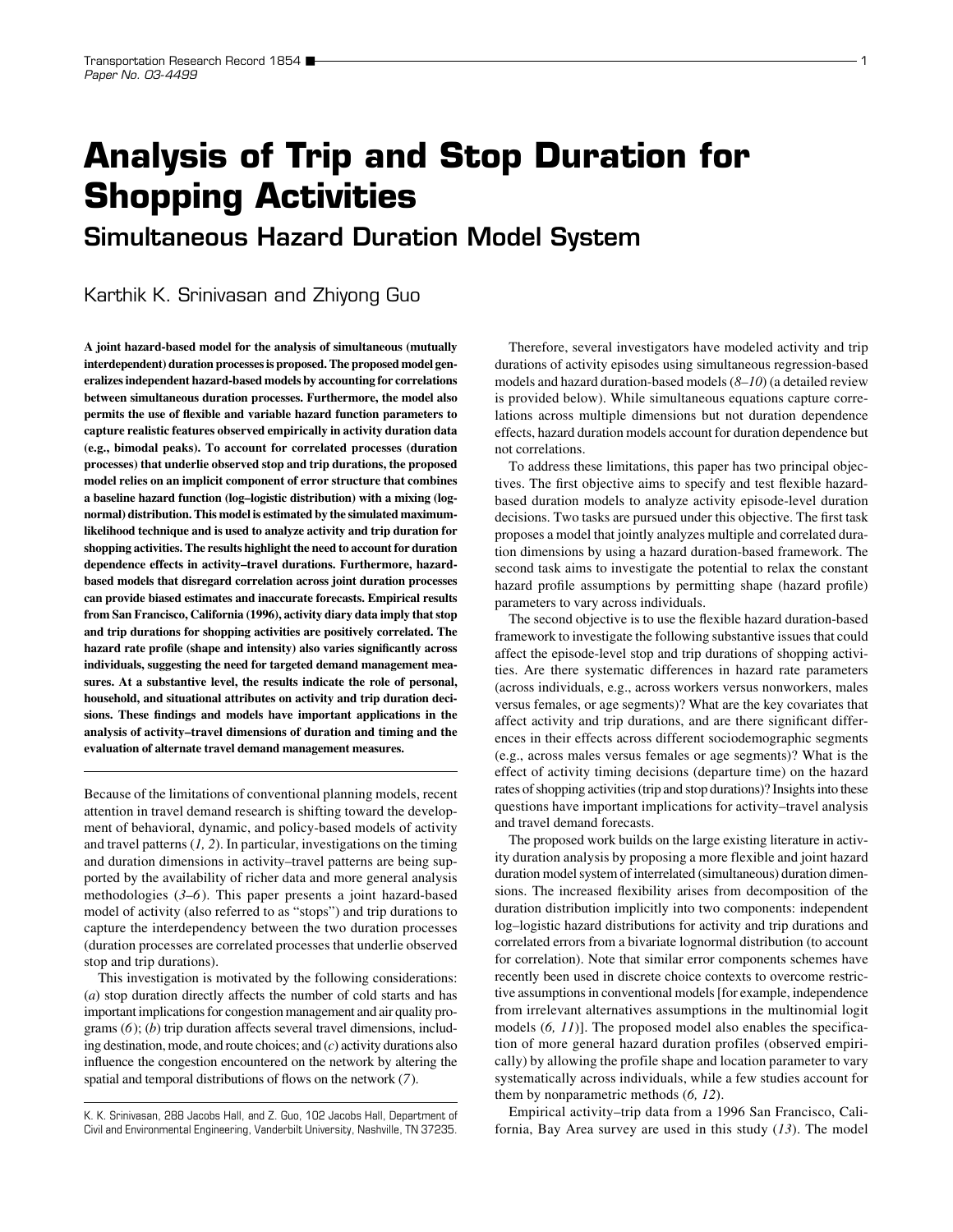# Analysis of Trip and Stop Duration for Shopping Activities

## Simultaneous Hazard Duration Model System

Karthik K. Srinivasan and Zhiyong Guo

**A joint hazard-based model for the analysis of simultaneous (mutually interdependent) duration processes is proposed. The proposed model generalizes independent hazard-based models by accounting for correlations between simultaneous duration processes. Furthermore, the model also permits the use of flexible and variable hazard function parameters to capture realistic features observed empirically in activity duration data (e.g., bimodal peaks). To account for correlated processes (duration processes) that underlie observed stop and trip durations, the proposed model relies on an implicit component of error structure that combines a baseline hazard function (log–logistic distribution) with a mixing (log-normal) distribution. This model is estimated by the simulated maximum-likelihood technique and is used to analyze activity and trip duration for shopping activities. The results highlight the need to account for duration dependence effects in activity–travel durations. Furthermore, hazard-based models that disregard correlation across joint duration processes can provide biased estimates and inaccurate forecasts. Empirical results from San Francisco, California (1996), activity diary data imply that stop and trip durations for shopping activities are positively correlated. The hazard rate profile (shape and intensity) also varies significantly across individuals, suggesting the need for targeted demand management measures. At a substantive level, the results indicate the role of personal, household, and situational attributes on activity and trip duration decisions. These findings and models have important applications in the analysis of activity–travel dimensions of duration and timing and the evaluation of alternate travel demand management measures.**

Because of the limitations of conventional planning models, recent attention in travel demand research is shifting toward the development of behavioral, dynamic, and policy-based models of activity and travel patterns (*1, 2*). In particular, investigations on the timing and duration dimensions in activity–travel patterns are being supported by the availability of richer data and more general analysis methodologies (*3–6*). This paper presents a joint hazard-based model of activity (also referred to as "stops") and trip durations to capture the interdependency between the two duration processes (duration processes are correlated processes that underlie observed stop and trip durations).

This investigation is motivated by the following considerations: (*a*) stop duration directly affects the number of cold starts and has important implications for congestion management and air quality programs (*6*); (*b*) trip duration affects several travel dimensions, including destination, mode, and route choices; and (*c*) activity durations also influence the congestion encountered on the network by altering the spatial and temporal distributions of flows on the network (*7*).

K. K. Srinivasan, 288 Jacobs Hall, and Z. Guo, 102 Jacobs Hall, Department of Civil and Environmental Engineering, Vanderbilt University, Nashville, TN 37235.

Therefore, several investigators have modeled activity and trip durations of activity episodes using simultaneous regression-based models and hazard duration-based models (*8–10*) (a detailed review is provided below). While simultaneous equations capture correlations across multiple dimensions but not duration dependence effects, hazard duration models account for duration dependence but not correlations.

To address these limitations, this paper has two principal objectives. The first objective aims to specify and test flexible hazard-based duration models to analyze activity episode-level duration decisions. Two tasks are pursued under this objective. The first task proposes a model that jointly analyzes multiple and correlated duration dimensions by using a hazard duration-based framework. The second task aims to investigate the potential to relax the constant hazard profile assumptions by permitting shape (hazard profile) parameters to vary across individuals.

The second objective is to use the flexible hazard duration-based framework to investigate the following substantive issues that could affect the episode-level stop and trip durations of shopping activities. Are there systematic differences in hazard rate parameters (across individuals, e.g., across workers versus nonworkers, males versus females, or age segments)? What are the key covariates that affect activity and trip durations, and are there significant differences in their effects across different sociodemographic segments (e.g., across males versus females or age segments)? What is the effect of activity timing decisions (departure time) on the hazard rates of shopping activities (trip and stop durations)? Insights into these questions have important implications for activity–travel analysis and travel demand forecasts.

The proposed work builds on the large existing literature in activity duration analysis by proposing a more flexible and joint hazard duration model system of interrelated (simultaneous) duration dimensions. The increased flexibility arises from decomposition of the duration distribution implicitly into two components: independent log–logistic hazard distributions for activity and trip durations and correlated errors from a bivariate lognormal distribution (to account for correlation). Note that similar error components schemes have recently been used in discrete choice contexts to overcome restrictive assumptions in conventional models [for example, independence from irrelevant alternatives assumptions in the multinomial logit models (*6, 11*)]. The proposed model also enables the specification of more general hazard duration profiles (observed empirically) by allowing the profile shape and location parameter to vary systematically across individuals, while a few studies account for them by nonparametric methods (*6, 12*).

Empirical activity–trip data from a 1996 San Francisco, California, Bay Area survey are used in this study (*13*). The model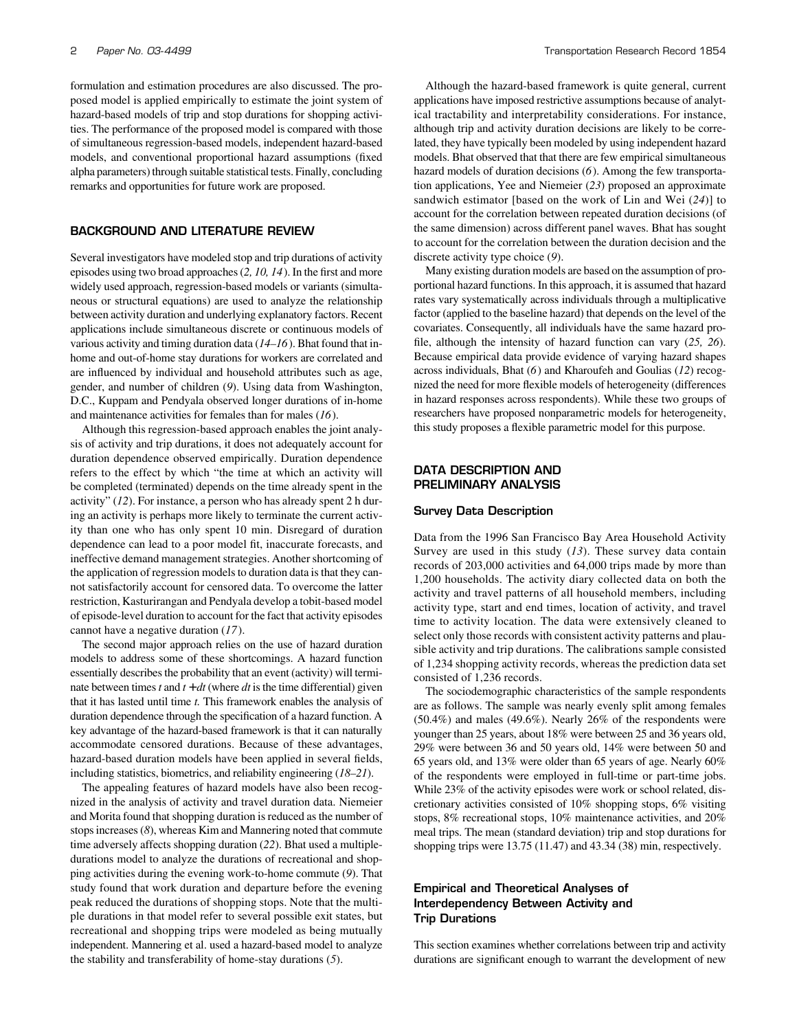formulation and estimation procedures are also discussed. The proposed model is applied empirically to estimate the joint system of hazard-based models of trip and stop durations for shopping activities. The performance of the proposed model is compared with those of simultaneous regression-based models, independent hazard-based models, and conventional proportional hazard assumptions (fixed alpha parameters) through suitable statistical tests. Finally, concluding remarks and opportunities for future work are proposed.

## BACKGROUND AND LITERATURE REVIEW

Several investigators have modeled stop and trip durations of activity episodes using two broad approaches (*2, 10, 14*). In the first and more widely used approach, regression-based models or variants (simultaneous or structural equations) are used to analyze the relationship between activity duration and underlying explanatory factors. Recent applications include simultaneous discrete or continuous models of various activity and timing duration data (*14–16*). Bhat found that in-home and out-of-home stay durations for workers are correlated and are influenced by individual and household attributes such as age, gender, and number of children (*9*). Using data from Washington, D.C., Kuppam and Pendyala observed longer durations of in-home and maintenance activities for females than for males (*16*).

Although this regression-based approach enables the joint analysis of activity and trip durations, it does not adequately account for duration dependence observed empirically. Duration dependence refers to the effect by which "the time at which an activity will be completed (terminated) depends on the time already spent in the activity" (*12*). For instance, a person who has already spent 2 h during an activity is perhaps more likely to terminate the current activity than one who has only spent 10 min. Disregard of duration dependence can lead to a poor model fit, inaccurate forecasts, and ineffective demand management strategies. Another shortcoming of the application of regression models to duration data is that they cannot satisfactorily account for censored data. To overcome the latter restriction, Kasturirangan and Pendyala develop a tobit-based model of episode-level duration to account for the fact that activity episodes cannot have a negative duration (*17*).

The second major approach relies on the use of hazard duration models to address some of these shortcomings. A hazard function essentially describes the probability that an event (activity) will terminate between times $t$ and $t + dt$ (where $dt$ is the time differential) given that it has lasted until time $t$. This framework enables the analysis of duration dependence through the specification of a hazard function. A key advantage of the hazard-based framework is that it can naturally accommodate censored durations. Because of these advantages, hazard-based duration models have been applied in several fields, including statistics, biometrics, and reliability engineering (*18–21*).

The appealing features of hazard models have also been recognized in the analysis of activity and travel duration data. Niemeier and Morita found that shopping duration is reduced as the number of stops increases (*8*), whereas Kim and Mannering noted that commute time adversely affects shopping duration (*22*). Bhat used a multiple-durations model to analyze the durations of recreational and shopping activities during the evening work-to-home commute (*9*). That study found that work duration and departure before the evening peak reduced the durations of shopping stops. Note that the multiple durations in that model refer to several possible exit states, but recreational and shopping trips were modeled as being mutually independent. Mannering et al. used a hazard-based model to analyze the stability and transferability of home-stay durations (*5*).

Although the hazard-based framework is quite general, current applications have imposed restrictive assumptions because of analytical tractability and interpretability considerations. For instance, although trip and activity duration decisions are likely to be correlated, they have typically been modeled by using independent hazard models. Bhat observed that that there are few empirical simultaneous hazard models of duration decisions (*6*). Among the few transportation applications, Yee and Niemeier (*23*) proposed an approximate sandwich estimator [based on the work of Lin and Wei (*24*)] to account for the correlation between repeated duration decisions (of the same dimension) across different panel waves. Bhat has sought to account for the correlation between the duration decision and the discrete activity type choice (*9*).

Many existing duration models are based on the assumption of proportional hazard functions. In this approach, it is assumed that hazard rates vary systematically across individuals through a multiplicative factor (applied to the baseline hazard) that depends on the level of the covariates. Consequently, all individuals have the same hazard profile, although the intensity of hazard function can vary (*25, 26*). Because empirical data provide evidence of varying hazard shapes across individuals, Bhat (*6*) and Kharoufeh and Goulias (*12*) recognized the need for more flexible models of heterogeneity (differences in hazard responses across respondents). While these two groups of researchers have proposed nonparametric models for heterogeneity, this study proposes a flexible parametric model for this purpose.

## DATA DESCRIPTION AND PRELIMINARY ANALYSIS

### Survey Data Description

Data from the 1996 San Francisco Bay Area Household Activity Survey are used in this study (*13*). These survey data contain records of 203,000 activities and 64,000 trips made by more than 1,200 households. The activity diary collected data on both the activity and travel patterns of all household members, including activity type, start and end times, location of activity, and travel time to activity location. The data were extensively cleaned to select only those records with consistent activity patterns and plausible activity and trip durations. The calibrations sample consisted of 1,234 shopping activity records, whereas the prediction data set consisted of 1,236 records.

The sociodemographic characteristics of the sample respondents are as follows. The sample was nearly evenly split among females (50.4%) and males (49.6%). Nearly 26% of the respondents were younger than 25 years, about 18% were between 25 and 36 years old, 29% were between 36 and 50 years old, 14% were between 50 and 65 years old, and 13% were older than 65 years of age. Nearly 60% of the respondents were employed in full-time or part-time jobs. While 23% of the activity episodes were work or school related, discretionary activities consisted of 10% shopping stops, 6% visiting stops, 8% recreational stops, 10% maintenance activities, and 20% meal trips. The mean (standard deviation) trip and stop durations for shopping trips were 13.75 (11.47) and 43.34 (38) min, respectively.

### Empirical and Theoretical Analyses of Interdependency Between Activity and Trip Durations

This section examines whether correlations between trip and activity durations are significant enough to warrant the development of new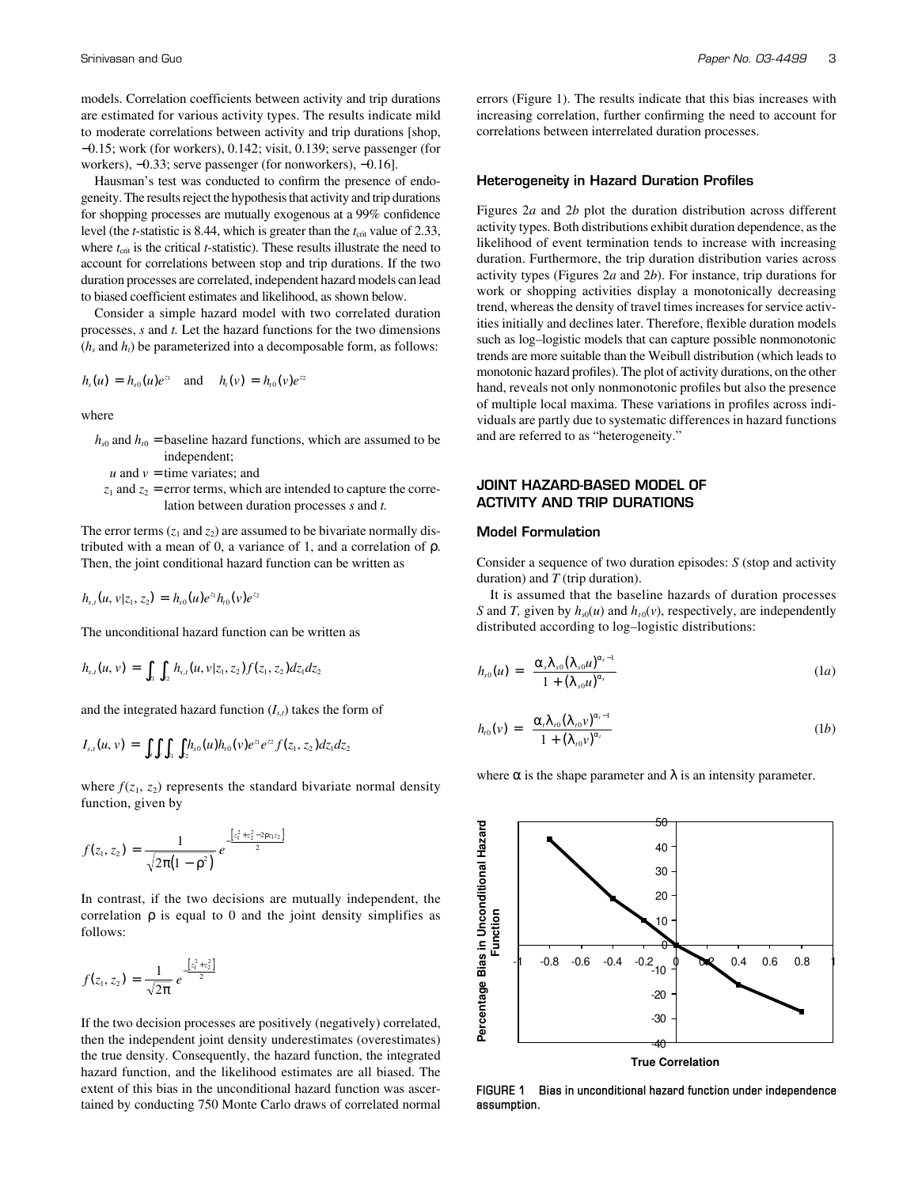models. Correlation coefficients between activity and trip durations are estimated for various activity types. The results indicate mild to moderate correlations between activity and trip durations [shop, −0.15; work (for workers), 0.142; visit, 0.139; serve passenger (for workers), −0.33; serve passenger (for nonworkers), −0.16].

Hausman's test was conducted to confirm the presence of endogeneity. The results reject the hypothesis that activity and trip durations for shopping processes are mutually exogenous at a 99% confidence level (the $t$-statistic is 8.44, which is greater than the $t_{crit}$ value of 2.33, where $t_{crit}$ is the critical $t$-statistic). These results illustrate the need to account for correlations between stop and trip durations. If the two duration processes are correlated, independent hazard models can lead to biased coefficient estimates and likelihood, as shown below.

Consider a simple hazard model with two correlated duration processes, $s$ and $t$. Let the hazard functions for the two dimensions ($h_s$ and $h_t$) be parameterized into a decomposable form, as follows:

$$h_s(u) = h_{s0}(u)e^{z_1} \quad \text{and} \quad h_t(v) = h_{t0}(v)e^{z_2}$$

where

- $h_{s0}$ and $h_{t0}$ = baseline hazard functions, which are assumed to be independent;
- $u$ and $v$ = time variates; and
- $z_1$ and $z_2$ = error terms, which are intended to capture the correlation between duration processes $s$ and $t$.

The error terms ($z_1$ and $z_2$) are assumed to be bivariate normally distributed with a mean of 0, a variance of 1, and a correlation of $\rho$. Then, the joint conditional hazard function can be written as

$$h_{s,t}(u, v|z_1, z_2) = h_{s0}(u)e^{z_1}h_{t0}(v)e^{z_2}$$

The unconditional hazard function can be written as

$$h_{s,t}(u, v) = \int_{z_1}\int_{z_2} h_{s,t}(u, v|z_1, z_2)f(z_1, z_2)dz_1dz_2$$

and the integrated hazard function ($I_{s,t}$) takes the form of

$$I_{s,t}(u, v) = \int_u\int_v\int_{z_1}\int_{z_2} h_{s0}(u)h_{t0}(v)e^{z_1}e^{z_2}f(z_1, z_2)dz_1dz_2$$

where $f(z_1, z_2)$ represents the standard bivariate normal density function, given by

$$f(z_1, z_2) = \frac{1}{\sqrt{2\pi(1-\rho^2)}}e^{-\frac{\left[z_1^2+z_2^2-2\rho z_1z_2\right]}{2}}$$

In contrast, if the two decisions are mutually independent, the correlation $\rho$ is equal to 0 and the joint density simplifies as follows:

$$f(z_1, z_2) = \frac{1}{\sqrt{2\pi}}e^{-\frac{\left[z_1^2+z_2^2\right]}{2}}$$

If the two decision processes are positively (negatively) correlated, then the independent joint density underestimates (overestimates) the true density. Consequently, the hazard function, the integrated hazard function, and the likelihood estimates are all biased. The extent of this bias in the unconditional hazard function was ascertained by conducting 750 Monte Carlo draws of correlated normal errors (Figure 1). The results indicate that this bias increases with increasing correlation, further confirming the need to account for correlations between interrelated duration processes.

### Heterogeneity in Hazard Duration Profiles

Figures 2$a$ and 2$b$ plot the duration distribution across different activity types. Both distributions exhibit duration dependence, as the likelihood of event termination tends to increase with increasing duration. Furthermore, the trip duration distribution varies across activity types (Figures 2$a$ and 2$b$). For instance, trip durations for work or shopping activities display a monotonically decreasing trend, whereas the density of travel times increases for service activities initially and declines later. Therefore, flexible duration models such as log–logistic models that can capture possible nonmonotonic trends are more suitable than the Weibull distribution (which leads to monotonic hazard profiles). The plot of activity durations, on the other hand, reveals not only nonmonotonic profiles but also the presence of multiple local maxima. These variations in profiles across individuals are partly due to systematic differences in hazard functions and are referred to as "heterogeneity."

## JOINT HAZARD-BASED MODEL OF ACTIVITY AND TRIP DURATIONS

### Model Formulation

Consider a sequence of two duration episodes: $S$ (stop and activity duration) and $T$ (trip duration).

It is assumed that the baseline hazards of duration processes $S$ and $T$, given by $h_{s0}(u)$ and $h_{t0}(v)$, respectively, are independently distributed according to log–logistic distributions:

$$h_{s0}(u) = \frac{\alpha_s\lambda_{s0}(\lambda_{s0}u)^{\alpha_s-1}}{1+(\lambda_{s0}u)^{\alpha_s}} \tag{1a}$$

$$h_{t0}(v) = \frac{\alpha_t\lambda_{t0}(\lambda_{t0}v)^{\alpha_t-1}}{1+(\lambda_{t0}v)^{\alpha_t}} \tag{1b}$$

where $\alpha$ is the shape parameter and $\lambda$ is an intensity parameter.

**FIGURE 1 Bias in unconditional hazard function under independence assumption.**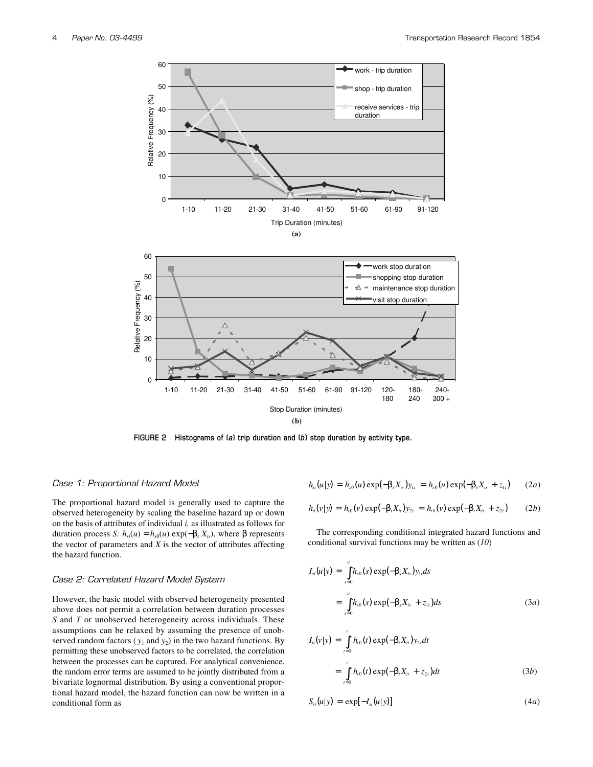FIGURE 2 Histograms of (a) trip duration and (b) stop duration by activity type.

*Case 1: Proportional Hazard Model*

The proportional hazard model is generally used to capture the observed heterogeneity by scaling the baseline hazard up or down on the basis of attributes of individual *i,* as illustrated as follows for duration process *S:* $h_{si}(u) = h_{s0}(u)\exp(-\beta_s X_{is})$, where $\beta$ represents the vector of parameters and $X$ is the vector of attributes affecting the hazard function.

*Case 2: Correlated Hazard Model System*

However, the basic model with observed heterogeneity presented above does not permit a correlation between duration processes $S$ and $T$ or unobserved heterogeneity across individuals. These assumptions can be relaxed by assuming the presence of unobserved random factors ($y_1$ and $y_2$) in the two hazard functions. By permitting these unobserved factors to be correlated, the correlation between the processes can be captured. For analytical convenience, the random error terms are assumed to be jointly distributed from a bivariate lognormal distribution. By using a conventional proportional hazard model, the hazard function can now be written in a conditional form as

$$h_{si}(u|y) = h_{s0}(u)\exp(-\beta_s X_{is})y_{1i} = h_{s0}(u)\exp(-\beta_s X_{is} + z_{1i}) \qquad (2a)$$

$$h_{ti}(v|y) = h_{t0}(v)\exp(-\beta_t X_{it})y_{2i} = h_{t0}(v)\exp(-\beta_t X_{it} + z_{2i}) \qquad (2b)$$

The corresponding conditional integrated hazard functions and conditional survival functions may be written as (*10*)

$$I_{si}(u|y) = \int_{s=0}^{u} h_{s0}(s)\exp(-\beta_s X_{is})y_{1i}\,ds$$
$$= \int_{s=0}^{u} h_{s0}(s)\exp(-\beta_s X_{is} + z_{1i})\,ds \qquad (3a)$$

$$I_{ti}(v|y) = \int_{t=0}^{v} h_{t0}(t)\exp(-\beta_t X_{it})y_{2i}\,dt$$
$$= \int_{t=0}^{v} h_{t0}(t)\exp(-\beta_t X_{it} + z_{2i})\,dt \qquad (3b)$$

$$S_{si}(u|y) = \exp[-I_{si}(u|y)] \qquad (4a)$$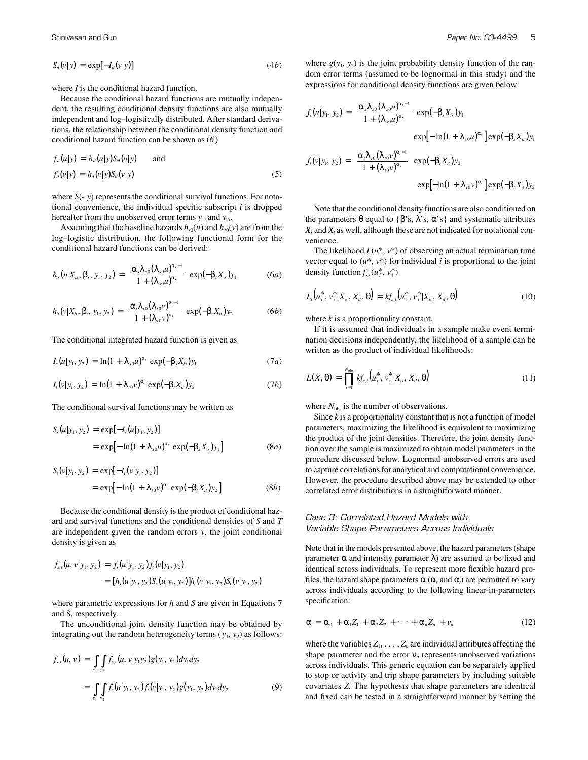$$S_{ti}(v|y) = \exp[-I_{ti}(v|y)] \tag{4b}$$

where $I$ is the conditional hazard function.

Because the conditional hazard functions are mutually independent, the resulting conditional density functions are also mutually independent and log–logistically distributed. After standard derivations, the relationship between the conditional density function and conditional hazard function can be shown as (*6*)

$$f_{si}(u|y) = h_{si}(u|y)S_{si}(u|y) \quad \text{and}$$
$$f_{ti}(v|y) = h_{ti}(v|y)S_{ti}(v|y) \tag{5}$$

where $S(\cdot\ y)$ represents the conditional survival functions. For notational convenience, the individual specific subscript $i$ is dropped hereafter from the unobserved error terms $y_{1i}$ and $y_{2i}$.

Assuming that the baseline hazards $h_{s0}(u)$ and $h_{t0}(v)$ are from the log–logistic distribution, the following functional form for the conditional hazard functions can be derived:

$$h_{is}(u|X_{is}, \beta_s, y_1, y_2) = \left[\frac{\alpha_s \lambda_{s0}(\lambda_{s0}u)^{\alpha_s - 1}}{1 + (\lambda_{s0}u)^{\alpha_s}}\right] \exp(-\beta_s X_{is})y_1 \tag{6a}$$

$$h_{it}(v|X_{it}, \beta_t, y_1, y_2) = \left[\frac{\alpha_t \lambda_{t0}(\lambda_{t0}v)^{\alpha_t - 1}}{1 + (\lambda_{t0}v)^{\alpha_t}}\right] \exp(-\beta_t X_{it})y_2 \tag{6b}$$

The conditional integrated hazard function is given as

$$I_s(u|y_1, y_2) = \ln(1 + \lambda_{s0}u)^{\alpha_s} \exp(-\beta_s X_{is})y_1 \tag{7a}$$

$$I_t(v|y_1, y_2) = \ln(1 + \lambda_{t0}v)^{\alpha_t} \exp(-\beta_t X_{it})y_2 \tag{7b}$$

The conditional survival functions may be written as

$$\begin{aligned} S_s(u|y_1, y_2) &= \exp[-I_s(u|y_1, y_2)] \\ &= \exp\left[-\ln(1 + \lambda_{s0}u)^{\alpha_s} \exp(-\beta_s X_{is})y_1\right] \end{aligned} \tag{8a}$$

$$\begin{aligned} S_t(v|y_1, y_2) &= \exp[-I_t(v|y_1, y_2)] \\ &= \exp\left[-\ln(1 + \lambda_{t0}v)^{\alpha_t} \exp(-\beta_t X_{it})y_2\right] \end{aligned} \tag{8b}$$

Because the conditional density is the product of conditional hazard and survival functions and the conditional densities of $S$ and $T$ are independent given the random errors $y$, the joint conditional density is given as

$$\begin{aligned} f_{s,t}(u, v|y_1, y_2) &= f_s(u|y_1, y_2)f_t(v|y_1, y_2) \\ &= [h_s(u|y_1, y_2)S_s(u|y_1, y_2)][h_t(v|y_1, y_2)S_t(v|y_1, y_2)] \end{aligned}$$

where parametric expressions for $h$ and $S$ are given in Equations 7 and 8, respectively.

The unconditional joint density function may be obtained by integrating out the random heterogeneity terms $(y_1, y_2)$ as follows:

$$\begin{aligned} f_{s,t}(u, v) &= \int_{y_1}\int_{y_2} f_{s,t}(u, v|y_1 y_2)g(y_1, y_2)dy_1 dy_2 \\ &= \int_{y_1}\int_{y_2} f_s(u|y_1, y_2)f_t(v|y_1, y_2)g(y_1, y_2)dy_1 dy_2 \end{aligned} \tag{9}$$

where $g(y_1, y_2)$ is the joint probability density function of the random error terms (assumed to be lognormal in this study) and the expressions for conditional density functions are given below:

$$f_s(u|y_1, y_2) = \left[\frac{\alpha_s \lambda_{s0}(\lambda_{s0}u)^{\alpha_s - 1}}{1 + (\lambda_{s0}u)^{\alpha_s}}\right] \exp(-\beta_s X_{is})y_1$$
$$\exp\left[-\ln(1 + \lambda_{s0}u)^{\alpha_s}\right]\exp(-\beta_s X_{is})y_1$$

$$f_t(v|y_1, y_2) = \left[\frac{\alpha_t \lambda_{t0}(\lambda_{t0}v)^{\alpha_t - 1}}{1 + (\lambda_{t0}v)^{\alpha_t}}\right] \exp(-\beta_t X_{it})y_2$$
$$\exp\left[-\ln(1 + \lambda_{t0}v)^{\alpha_t}\right]\exp(-\beta_t X_{it})y_2$$

Note that the conditional density functions are also conditioned on the parameters $\theta$ equal to {$\beta$'s, $\lambda$'s, $\alpha$'s} and systematic attributes $X_s$ and $X_t$ as well, although these are not indicated for notational convenience.

The likelihood $L(u^*, v^*)$ of observing an actual termination time vector equal to $(u^*, v^*)$ for individual $i$ is proportional to the joint density function $f_{s,t}(u_i^*, v_i^*)$

$$L_i\left(u_i^*, v_i^*|X_{is}, X_{it}, \theta\right) = kf_{s,t}\left(u_i^*, v_i^*|X_{is}, X_{it}, \theta\right) \tag{10}$$

where $k$ is a proportionality constant.

If it is assumed that individuals in a sample make event termination decisions independently, the likelihood of a sample can be written as the product of individual likelihoods:

$$L(X, \theta) = \prod_{i=1}^{N_{\text{obs}}} kf_{s,t}\left(u_i^*, v_i^*|X_{is}, X_{it}, \theta\right) \tag{11}$$

where $N_{\text{obs}}$ is the number of observations.

Since $k$ is a proportionality constant that is not a function of model parameters, maximizing the likelihood is equivalent to maximizing the product of the joint densities. Therefore, the joint density function over the sample is maximized to obtain model parameters in the procedure discussed below. Lognormal unobserved errors are used to capture correlations for analytical and computational convenience. However, the procedure described above may be extended to other correlated error distributions in a straightforward manner.

### *Case 3: Correlated Hazard Models with Variable Shape Parameters Across Individuals*

Note that in the models presented above, the hazard parameters (shape parameter $\alpha$ and intensity parameter $\lambda$) are assumed to be fixed and identical across individuals. To represent more flexible hazard profiles, the hazard shape parameters $\alpha$ ($\alpha_s$ and $\alpha_t$) are permitted to vary across individuals according to the following linear-in-parameters specification:

$$\alpha = \alpha_0 + \alpha_1 Z_1 + \alpha_2 Z_2 + \cdots + \alpha_n Z_n + v_n \tag{12}$$

where the variables $Z_1, \ldots, Z_n$ are individual attributes affecting the shape parameter and the error $\nu_n$ represents unobserved variations across individuals. This generic equation can be separately applied to stop or activity and trip shape parameters by including suitable covariates $Z$. The hypothesis that shape parameters are identical and fixed can be tested in a straightforward manner by setting the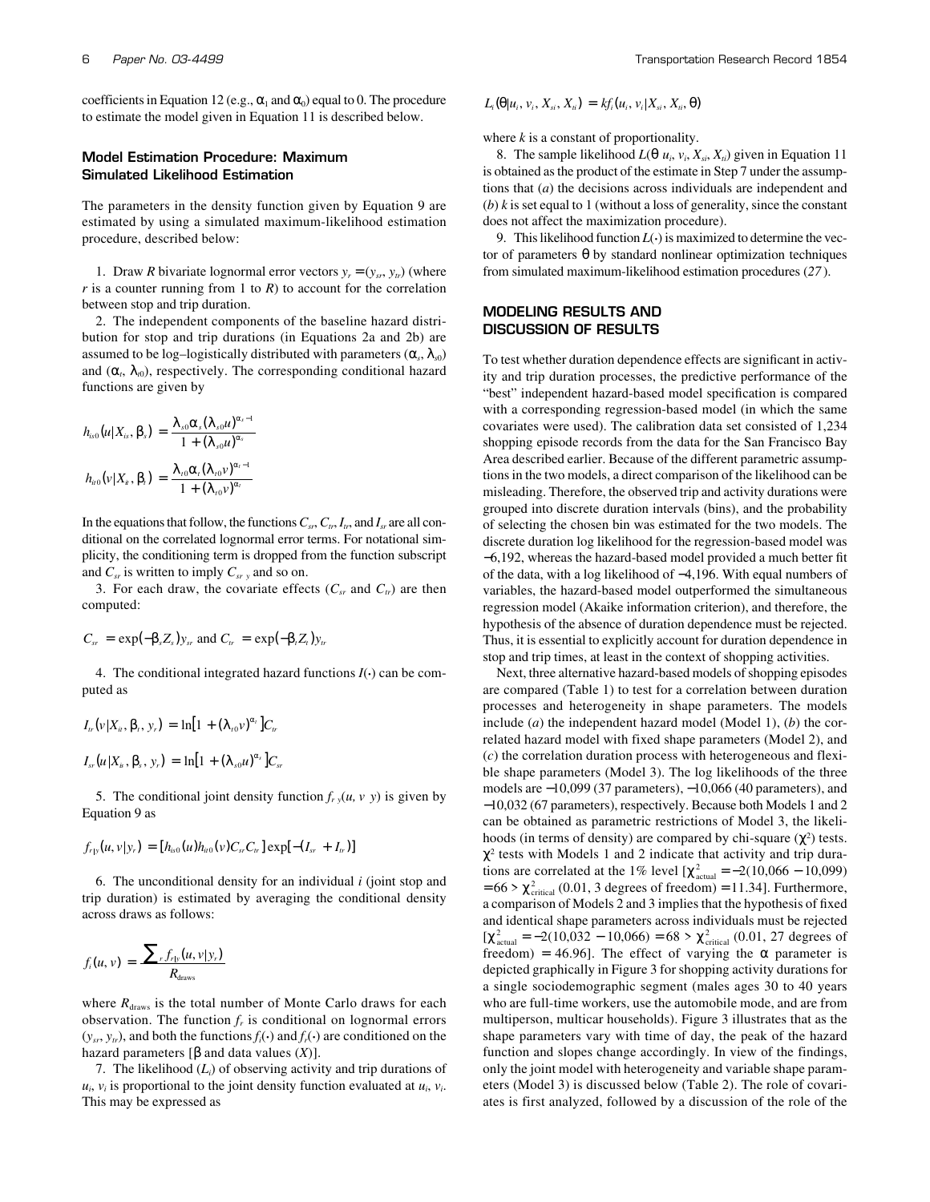coefficients in Equation 12 (e.g., $\alpha_1$ and $\alpha_0$) equal to 0. The procedure to estimate the model given in Equation 11 is described below.

### Model Estimation Procedure: Maximum Simulated Likelihood Estimation

The parameters in the density function given by Equation 9 are estimated by using a simulated maximum-likelihood estimation procedure, described below:

1. Draw $R$ bivariate lognormal error vectors $y_r = (y_{sr}, y_{tr})$ (where $r$ is a counter running from 1 to $R$) to account for the correlation between stop and trip duration.

2. The independent components of the baseline hazard distribution for stop and trip durations (in Equations 2a and 2b) are assumed to be log–logistically distributed with parameters $(\alpha_s, \lambda_{s0})$ and $(\alpha_t, \lambda_{t0})$, respectively. The corresponding conditional hazard functions are given by

$$h_{is0}(u|X_{is}, \beta_s) = \frac{\lambda_{s0}\alpha_s(\lambda_{s0}u)^{\alpha_s-1}}{1+(\lambda_{s0}u)^{\alpha_s}}$$

$$h_{it0}(v|X_{it}, \beta_t) = \frac{\lambda_{t0}\alpha_t(\lambda_{t0}v)^{\alpha_t-1}}{1+(\lambda_{t0}v)^{\alpha_t}}$$

In the equations that follow, the functions $C_{sr}$, $C_{tr}$, $I_{tr}$, and $I_{sr}$ are all conditional on the correlated lognormal error terms. For notational simplicity, the conditioning term is dropped from the function subscript and $C_{sr}$ is written to imply $C_{sr\,y}$ and so on.

3. For each draw, the covariate effects ($C_{sr}$ and $C_{tr}$) are then computed:

$$C_{sr} = \exp(-\beta_s Z_s)y_{sr} \text{ and } C_{tr} = \exp(-\beta_t Z_t)y_{tr}$$

4. The conditional integrated hazard functions $I(\cdot)$ can be computed as

$$I_{tr}(v|X_{it}, \beta_t, y_r) = \ln[1+(\lambda_{t0}v)^{\alpha_t}]C_{tr}$$

$$I_{sr}(u|X_{is}, \beta_s, y_r) = \ln[1+(\lambda_{s0}u)^{\alpha_s}]C_{sr}$$

5. The conditional joint density function $f_{r\,y}(u, v\,y)$ is given by Equation 9 as

$$f_{r|y}(u,v|y_r) = [h_{is0}(u)h_{it0}(v)C_{sr}C_{tr}]\exp[-(I_{sr}+I_{tr})]$$

6. The unconditional density for an individual $i$ (joint stop and trip duration) is estimated by averaging the conditional density across draws as follows:

$$f_i(u,v) = \frac{\sum_r f_{r|y}(u,v|y_r)}{R_{\text{draws}}}$$

where $R_{\text{draws}}$ is the total number of Monte Carlo draws for each observation. The function $f_r$ is conditional on lognormal errors $(y_{sr}, y_{tr})$, and both the functions $f_i(\cdot)$ and $f_r(\cdot)$ are conditioned on the hazard parameters [$\beta$ and data values ($X$)].

7. The likelihood ($L_i$) of observing activity and trip durations of $u_i$, $v_i$ is proportional to the joint density function evaluated at $u_i$, $v_i$. This may be expressed as

$$L_i(\theta|u_i, v_i, X_{si}, X_{ti}) = kf_i(u_i, v_i|X_{si}, X_{ti}, \theta)$$

where $k$ is a constant of proportionality.

8. The sample likelihood $L(\theta\; u_i, v_i, X_{si}, X_{ti})$ given in Equation 11 is obtained as the product of the estimate in Step 7 under the assumptions that (*a*) the decisions across individuals are independent and (*b*) $k$ is set equal to 1 (without a loss of generality, since the constant does not affect the maximization procedure).

9. This likelihood function $L(\cdot)$ is maximized to determine the vector of parameters $\theta$ by standard nonlinear optimization techniques from simulated maximum-likelihood estimation procedures (*27*).

## MODELING RESULTS AND DISCUSSION OF RESULTS

To test whether duration dependence effects are significant in activity and trip duration processes, the predictive performance of the "best" independent hazard-based model specification is compared with a corresponding regression-based model (in which the same covariates were used). The calibration data set consisted of 1,234 shopping episode records from the data for the San Francisco Bay Area described earlier. Because of the different parametric assumptions in the two models, a direct comparison of the likelihood can be misleading. Therefore, the observed trip and activity durations were grouped into discrete duration intervals (bins), and the probability of selecting the chosen bin was estimated for the two models. The discrete duration log likelihood for the regression-based model was −6,192, whereas the hazard-based model provided a much better fit of the data, with a log likelihood of −4,196. With equal numbers of variables, the hazard-based model outperformed the simultaneous regression model (Akaike information criterion), and therefore, the hypothesis of the absence of duration dependence must be rejected. Thus, it is essential to explicitly account for duration dependence in stop and trip times, at least in the context of shopping activities.

Next, three alternative hazard-based models of shopping episodes are compared (Table 1) to test for a correlation between duration processes and heterogeneity in shape parameters. The models include (*a*) the independent hazard model (Model 1), (*b*) the correlated hazard model with fixed shape parameters (Model 2), and (*c*) the correlation duration process with heterogeneous and flexible shape parameters (Model 3). The log likelihoods of the three models are −10,099 (37 parameters), −10,066 (40 parameters), and −10,032 (67 parameters), respectively. Because both Models 1 and 2 can be obtained as parametric restrictions of Model 3, the likelihoods (in terms of density) are compared by chi-square ($\chi^2$) tests. $\chi^2$ tests with Models 1 and 2 indicate that activity and trip durations are correlated at the 1% level [$\chi^2_{\text{actual}} = -2(10{,}066 - 10{,}099) = 66 > \chi^2_{\text{critical}}$ (0.01, 3 degrees of freedom) = 11.34]. Furthermore, a comparison of Models 2 and 3 implies that the hypothesis of fixed and identical shape parameters across individuals must be rejected [$\chi^2_{\text{actual}} = -2(10{,}032 - 10{,}066) = 68 > \chi^2_{\text{critical}}$ (0.01, 27 degrees of freedom) = 46.96]. The effect of varying the $\alpha$ parameter is depicted graphically in Figure 3 for shopping activity durations for a single sociodemographic segment (males ages 30 to 40 years who are full-time workers, use the automobile mode, and are from multiperson, multicar households). Figure 3 illustrates that as the shape parameters vary with time of day, the peak of the hazard function and slopes change accordingly. In view of the findings, only the joint model with heterogeneity and variable shape parameters (Model 3) is discussed below (Table 2). The role of covariates is first analyzed, followed by a discussion of the role of the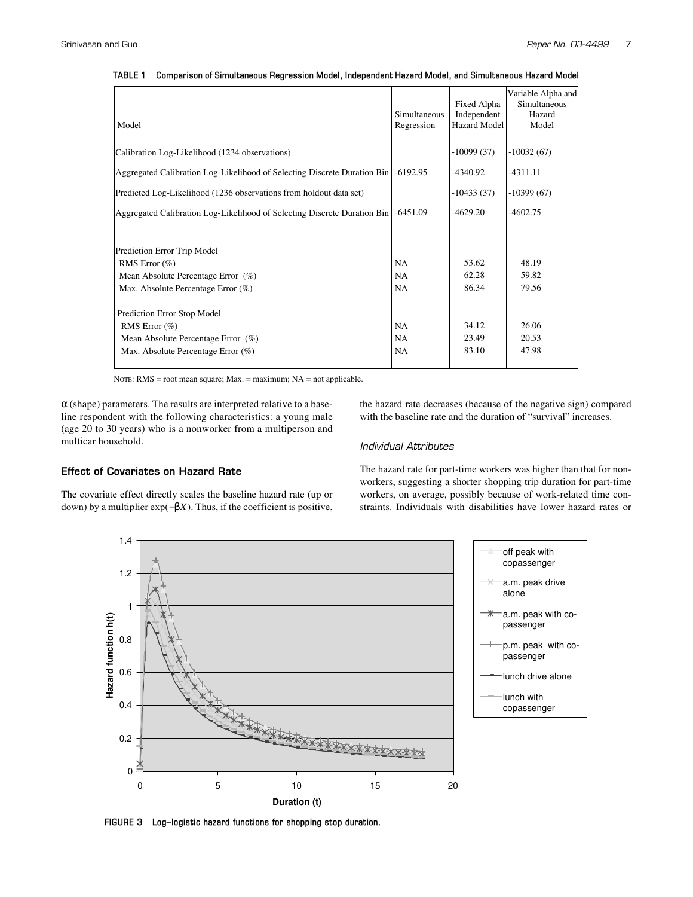TABLE 1 Comparison of Simultaneous Regression Model, Independent Hazard Model, and Simultaneous Hazard Model

| Model | Simultaneous Regression | Fixed Alpha Independent Hazard Model | Variable Alpha and Simultaneous Hazard Model |
|---|---|---|---|
| Calibration Log-Likelihood (1234 observations) | | -10099 (37) | -10032 (67) |
| Aggregated Calibration Log-Likelihood of Selecting Discrete Duration Bin | -6192.95 | -4340.92 | -4311.11 |
| Predicted Log-Likelihood (1236 observations from holdout data set) | | -10433 (37) | -10399 (67) |
| Aggregated Calibration Log-Likelihood of Selecting Discrete Duration Bin | -6451.09 | -4629.20 | -4602.75 |
| Prediction Error Trip Model | | | |
| RMS Error (%) | NA | 53.62 | 48.19 |
| Mean Absolute Percentage Error (%) | NA | 62.28 | 59.82 |
| Max. Absolute Percentage Error (%) | NA | 86.34 | 79.56 |
| Prediction Error Stop Model | | | |
| RMS Error (%) | NA | 34.12 | 26.06 |
| Mean Absolute Percentage Error (%) | NA | 23.49 | 20.53 |
| Max. Absolute Percentage Error (%) | NA | 83.10 | 47.98 |

NOTE: RMS = root mean square; Max. = maximum; NA = not applicable.

$\alpha$ (shape) parameters. The results are interpreted relative to a baseline respondent with the following characteristics: a young male (age 20 to 30 years) who is a nonworker from a multiperson and multicar household.

### Effect of Covariates on Hazard Rate

The covariate effect directly scales the baseline hazard rate (up or down) by a multiplier $\exp(-\beta X)$. Thus, if the coefficient is positive, the hazard rate decreases (because of the negative sign) compared with the baseline rate and the duration of "survival" increases.

#### *Individual Attributes*

The hazard rate for part-time workers was higher than that for nonworkers, suggesting a shorter shopping trip duration for part-time workers, on average, possibly because of work-related time constraints. Individuals with disabilities have lower hazard rates or

FIGURE 3 Log–logistic hazard functions for shopping stop duration.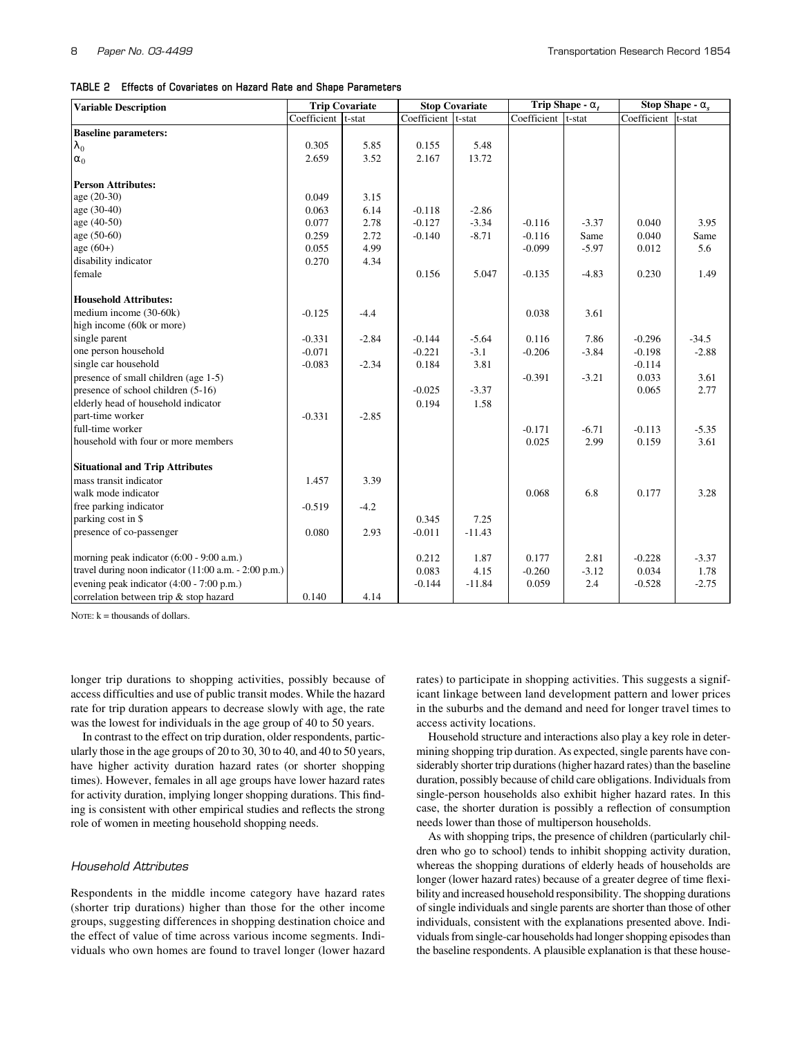**TABLE 2 Effects of Covariates on Hazard Rate and Shape Parameters**

| Variable Description | Trip Covariate | | Stop Covariate | | Trip Shape - $\alpha_t$ | | Stop Shape - $\alpha_s$ | |
|---|---|---|---|---|---|---|---|---|
| | Coefficient | t-stat | Coefficient | t-stat | Coefficient | t-stat | Coefficient | t-stat |
| **Baseline parameters:** | | | | | | | | |
| $\lambda_0$ | 0.305 | 5.85 | 0.155 | 5.48 | | | | |
| $\alpha_0$ | 2.659 | 3.52 | 2.167 | 13.72 | | | | |
| **Person Attributes:** | | | | | | | | |
| age (20-30) | 0.049 | 3.15 | | | | | | |
| age (30-40) | 0.063 | 6.14 | -0.118 | -2.86 | | | | |
| age (40-50) | 0.077 | 2.78 | -0.127 | -3.34 | -0.116 | -3.37 | 0.040 | 3.95 |
| age (50-60) | 0.259 | 2.72 | -0.140 | -8.71 | -0.116 | Same | 0.040 | Same |
| age (60+) | 0.055 | 4.99 | | | -0.099 | -5.97 | 0.012 | 5.6 |
| disability indicator | 0.270 | 4.34 | | | | | | |
| female | | | 0.156 | 5.047 | -0.135 | -4.83 | 0.230 | 1.49 |
| **Household Attributes:** | | | | | | | | |
| medium income (30-60k) | -0.125 | -4.4 | | | 0.038 | 3.61 | | |
| high income (60k or more) | | | | | | | | |
| single parent | -0.331 | -2.84 | -0.144 | -5.64 | 0.116 | 7.86 | -0.296 | -34.5 |
| one person household | -0.071 | | -0.221 | -3.1 | -0.206 | -3.84 | -0.198 | -2.88 |
| single car household | -0.083 | -2.34 | 0.184 | 3.81 | | | -0.114 | |
| presence of small children (age 1-5) | | | | | -0.391 | -3.21 | 0.033 | 3.61 |
| presence of school children (5-16) | | | -0.025 | -3.37 | | | 0.065 | 2.77 |
| elderly head of household indicator | | | 0.194 | 1.58 | | | | |
| part-time worker | -0.331 | -2.85 | | | | | | |
| full-time worker | | | | | -0.171 | -6.71 | -0.113 | -5.35 |
| household with four or more members | | | | | 0.025 | 2.99 | 0.159 | 3.61 |
| **Situational and Trip Attributes** | | | | | | | | |
| mass transit indicator | 1.457 | 3.39 | | | | | | |
| walk mode indicator | | | | | 0.068 | 6.8 | 0.177 | 3.28 |
| free parking indicator | -0.519 | -4.2 | | | | | | |
| parking cost in \$ | | | 0.345 | 7.25 | | | | |
| presence of co-passenger | 0.080 | 2.93 | -0.011 | -11.43 | | | | |
| morning peak indicator (6:00 - 9:00 a.m.) | | | 0.212 | 1.87 | 0.177 | 2.81 | -0.228 | -3.37 |
| travel during noon indicator (11:00 a.m. - 2:00 p.m.) | | | 0.083 | 4.15 | -0.260 | -3.12 | 0.034 | 1.78 |
| evening peak indicator (4:00 - 7:00 p.m.) | | | -0.144 | -11.84 | 0.059 | 2.4 | -0.528 | -2.75 |
| correlation between trip & stop hazard | 0.140 | 4.14 | | | | | | |

NOTE: k = thousands of dollars.

longer trip durations to shopping activities, possibly because of access difficulties and use of public transit modes. While the hazard rate for trip duration appears to decrease slowly with age, the rate was the lowest for individuals in the age group of 40 to 50 years.

In contrast to the effect on trip duration, older respondents, particularly those in the age groups of 20 to 30, 30 to 40, and 40 to 50 years, have higher activity duration hazard rates (or shorter shopping times). However, females in all age groups have lower hazard rates for activity duration, implying longer shopping durations. This finding is consistent with other empirical studies and reflects the strong role of women in meeting household shopping needs.

### *Household Attributes*

Respondents in the middle income category have hazard rates (shorter trip durations) higher than those for the other income groups, suggesting differences in shopping destination choice and the effect of value of time across various income segments. Individuals who own homes are found to travel longer (lower hazard rates) to participate in shopping activities. This suggests a significant linkage between land development pattern and lower prices in the suburbs and the demand and need for longer travel times to access activity locations.

Household structure and interactions also play a key role in determining shopping trip duration. As expected, single parents have considerably shorter trip durations (higher hazard rates) than the baseline duration, possibly because of child care obligations. Individuals from single-person households also exhibit higher hazard rates. In this case, the shorter duration is possibly a reflection of consumption needs lower than those of multiperson households.

As with shopping trips, the presence of children (particularly children who go to school) tends to inhibit shopping activity duration, whereas the shopping durations of elderly heads of households are longer (lower hazard rates) because of a greater degree of time flexibility and increased household responsibility. The shopping durations of single individuals and single parents are shorter than those of other individuals, consistent with the explanations presented above. Individuals from single-car households had longer shopping episodes than the baseline respondents. A plausible explanation is that these house-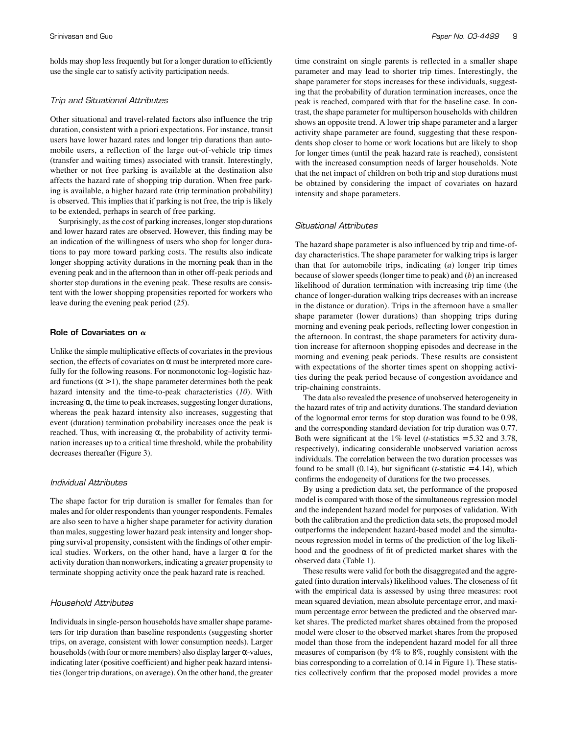holds may shop less frequently but for a longer duration to efficiently use the single car to satisfy activity participation needs.

### *Trip and Situational Attributes*

Other situational and travel-related factors also influence the trip duration, consistent with a priori expectations. For instance, transit users have lower hazard rates and longer trip durations than automobile users, a reflection of the large out-of-vehicle trip times (transfer and waiting times) associated with transit. Interestingly, whether or not free parking is available at the destination also affects the hazard rate of shopping trip duration. When free parking is available, a higher hazard rate (trip termination probability) is observed. This implies that if parking is not free, the trip is likely to be extended, perhaps in search of free parking.

Surprisingly, as the cost of parking increases, longer stop durations and lower hazard rates are observed. However, this finding may be an indication of the willingness of users who shop for longer durations to pay more toward parking costs. The results also indicate longer shopping activity durations in the morning peak than in the evening peak and in the afternoon than in other off-peak periods and shorter stop durations in the evening peak. These results are consistent with the lower shopping propensities reported for workers who leave during the evening peak period (*25*).

## Role of Covariates on $\alpha$

Unlike the simple multiplicative effects of covariates in the previous section, the effects of covariates on $\alpha$ must be interpreted more carefully for the following reasons. For nonmonotonic log–logistic hazard functions ($\alpha > 1$), the shape parameter determines both the peak hazard intensity and the time-to-peak characteristics (*10*). With increasing $\alpha$, the time to peak increases, suggesting longer durations, whereas the peak hazard intensity also increases, suggesting that event (duration) termination probability increases once the peak is reached. Thus, with increasing $\alpha$, the probability of activity termination increases up to a critical time threshold, while the probability decreases thereafter (Figure 3).

### *Individual Attributes*

The shape factor for trip duration is smaller for females than for males and for older respondents than younger respondents. Females are also seen to have a higher shape parameter for activity duration than males, suggesting lower hazard peak intensity and longer shopping survival propensity, consistent with the findings of other empirical studies. Workers, on the other hand, have a larger $\alpha$ for the activity duration than nonworkers, indicating a greater propensity to terminate shopping activity once the peak hazard rate is reached.

### *Household Attributes*

Individuals in single-person households have smaller shape parameters for trip duration than baseline respondents (suggesting shorter trips, on average, consistent with lower consumption needs). Larger households (with four or more members) also display larger $\alpha$-values, indicating later (positive coefficient) and higher peak hazard intensities (longer trip durations, on average). On the other hand, the greater time constraint on single parents is reflected in a smaller shape parameter and may lead to shorter trip times. Interestingly, the shape parameter for stops increases for these individuals, suggesting that the probability of duration termination increases, once the peak is reached, compared with that for the baseline case. In contrast, the shape parameter for multiperson households with children shows an opposite trend. A lower trip shape parameter and a larger activity shape parameter are found, suggesting that these respondents shop closer to home or work locations but are likely to shop for longer times (until the peak hazard rate is reached), consistent with the increased consumption needs of larger households. Note that the net impact of children on both trip and stop durations must be obtained by considering the impact of covariates on hazard intensity and shape parameters.

### *Situational Attributes*

The hazard shape parameter is also influenced by trip and time-of-day characteristics. The shape parameter for walking trips is larger than that for automobile trips, indicating (*a*) longer trip times because of slower speeds (longer time to peak) and (*b*) an increased likelihood of duration termination with increasing trip time (the chance of longer-duration walking trips decreases with an increase in the distance or duration). Trips in the afternoon have a smaller shape parameter (lower durations) than shopping trips during morning and evening peak periods, reflecting lower congestion in the afternoon. In contrast, the shape parameters for activity duration increase for afternoon shopping episodes and decrease in the morning and evening peak periods. These results are consistent with expectations of the shorter times spent on shopping activities during the peak period because of congestion avoidance and trip-chaining constraints.

The data also revealed the presence of unobserved heterogeneity in the hazard rates of trip and activity durations. The standard deviation of the lognormal error terms for stop duration was found to be 0.98, and the corresponding standard deviation for trip duration was 0.77. Both were significant at the 1% level (*t*-statistics = 5.32 and 3.78, respectively), indicating considerable unobserved variation across individuals. The correlation between the two duration processes was found to be small (0.14), but significant (*t*-statistic = 4.14), which confirms the endogeneity of durations for the two processes.

By using a prediction data set, the performance of the proposed model is compared with those of the simultaneous regression model and the independent hazard model for purposes of validation. With both the calibration and the prediction data sets, the proposed model outperforms the independent hazard-based model and the simultaneous regression model in terms of the prediction of the log likelihood and the goodness of fit of predicted market shares with the observed data (Table 1).

These results were valid for both the disaggregated and the aggregated (into duration intervals) likelihood values. The closeness of fit with the empirical data is assessed by using three measures: root mean squared deviation, mean absolute percentage error, and maximum percentage error between the predicted and the observed market shares. The predicted market shares obtained from the proposed model were closer to the observed market shares from the proposed model than those from the independent hazard model for all three measures of comparison (by 4% to 8%, roughly consistent with the bias corresponding to a correlation of 0.14 in Figure 1). These statistics collectively confirm that the proposed model provides a more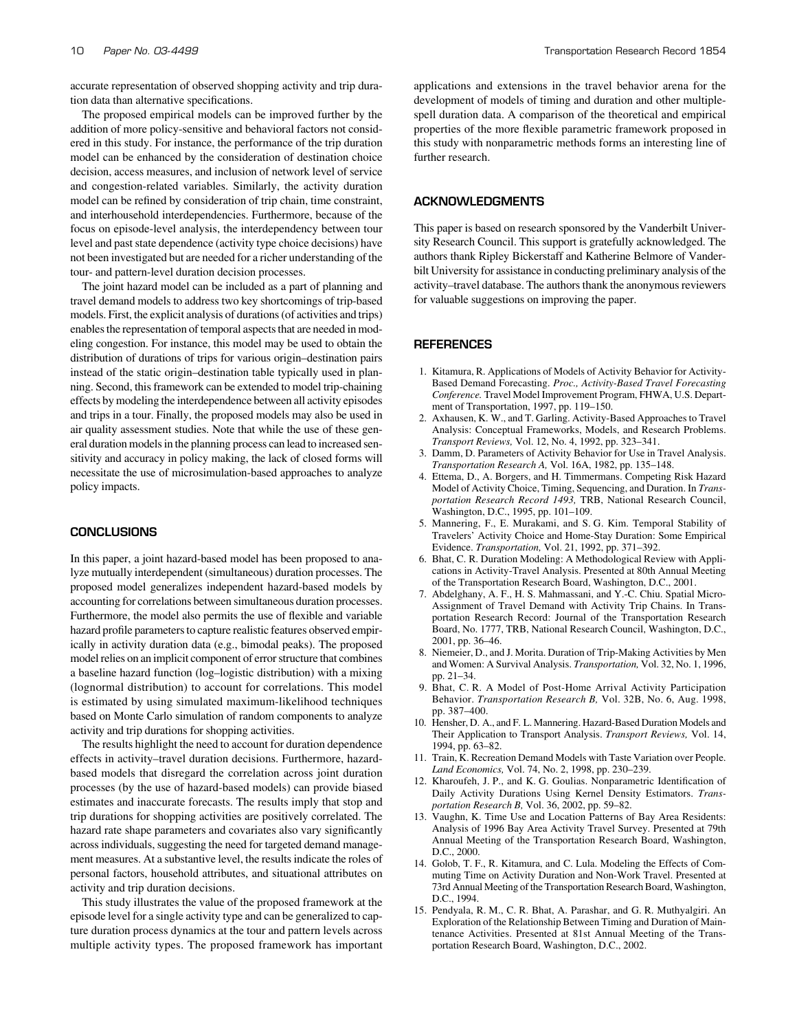accurate representation of observed shopping activity and trip duration data than alternative specifications.

The proposed empirical models can be improved further by the addition of more policy-sensitive and behavioral factors not considered in this study. For instance, the performance of the trip duration model can be enhanced by the consideration of destination choice decision, access measures, and inclusion of network level of service and congestion-related variables. Similarly, the activity duration model can be refined by consideration of trip chain, time constraint, and interhousehold interdependencies. Furthermore, because of the focus on episode-level analysis, the interdependency between tour level and past state dependence (activity type choice decisions) have not been investigated but are needed for a richer understanding of the tour- and pattern-level duration decision processes.

The joint hazard model can be included as a part of planning and travel demand models to address two key shortcomings of trip-based models. First, the explicit analysis of durations (of activities and trips) enables the representation of temporal aspects that are needed in modeling congestion. For instance, this model may be used to obtain the distribution of durations of trips for various origin–destination pairs instead of the static origin–destination table typically used in planning. Second, this framework can be extended to model trip-chaining effects by modeling the interdependence between all activity episodes and trips in a tour. Finally, the proposed models may also be used in air quality assessment studies. Note that while the use of these general duration models in the planning process can lead to increased sensitivity and accuracy in policy making, the lack of closed forms will necessitate the use of microsimulation-based approaches to analyze policy impacts.

## CONCLUSIONS

In this paper, a joint hazard-based model has been proposed to analyze mutually interdependent (simultaneous) duration processes. The proposed model generalizes independent hazard-based models by accounting for correlations between simultaneous duration processes. Furthermore, the model also permits the use of flexible and variable hazard profile parameters to capture realistic features observed empirically in activity duration data (e.g., bimodal peaks). The proposed model relies on an implicit component of error structure that combines a baseline hazard function (log–logistic distribution) with a mixing (lognormal distribution) to account for correlations. This model is estimated by using simulated maximum-likelihood techniques based on Monte Carlo simulation of random components to analyze activity and trip durations for shopping activities.

The results highlight the need to account for duration dependence effects in activity–travel duration decisions. Furthermore, hazard-based models that disregard the correlation across joint duration processes (by the use of hazard-based models) can provide biased estimates and inaccurate forecasts. The results imply that stop and trip durations for shopping activities are positively correlated. The hazard rate shape parameters and covariates also vary significantly across individuals, suggesting the need for targeted demand management measures. At a substantive level, the results indicate the roles of personal factors, household attributes, and situational attributes on activity and trip duration decisions.

This study illustrates the value of the proposed framework at the episode level for a single activity type and can be generalized to capture duration process dynamics at the tour and pattern levels across multiple activity types. The proposed framework has important applications and extensions in the travel behavior arena for the development of models of timing and duration and other multiple-spell duration data. A comparison of the theoretical and empirical properties of the more flexible parametric framework proposed in this study with nonparametric methods forms an interesting line of further research.

## ACKNOWLEDGMENTS

This paper is based on research sponsored by the Vanderbilt University Research Council. This support is gratefully acknowledged. The authors thank Ripley Bickerstaff and Katherine Belmore of Vanderbilt University for assistance in conducting preliminary analysis of the activity–travel database. The authors thank the anonymous reviewers for valuable suggestions on improving the paper.

## REFERENCES

1. Kitamura, R. Applications of Models of Activity Behavior for Activity-Based Demand Forecasting. *Proc., Activity-Based Travel Forecasting Conference.* Travel Model Improvement Program, FHWA, U.S. Department of Transportation, 1997, pp. 119–150.
2. Axhausen, K. W., and T. Garling. Activity-Based Approaches to Travel Analysis: Conceptual Frameworks, Models, and Research Problems. *Transport Reviews,* Vol. 12, No. 4, 1992, pp. 323–341.
3. Damm, D. Parameters of Activity Behavior for Use in Travel Analysis. *Transportation Research A,* Vol. 16A, 1982, pp. 135–148.
4. Ettema, D., A. Borgers, and H. Timmermans. Competing Risk Hazard Model of Activity Choice, Timing, Sequencing, and Duration. In *Transportation Research Record 1493,* TRB, National Research Council, Washington, D.C., 1995, pp. 101–109.
5. Mannering, F., E. Murakami, and S. G. Kim. Temporal Stability of Travelers' Activity Choice and Home-Stay Duration: Some Empirical Evidence. *Transportation,* Vol. 21, 1992, pp. 371–392.
6. Bhat, C. R. Duration Modeling: A Methodological Review with Applications in Activity-Travel Analysis. Presented at 80th Annual Meeting of the Transportation Research Board, Washington, D.C., 2001.
7. Abdelghany, A. F., H. S. Mahmassani, and Y.-C. Chiu. Spatial Micro-Assignment of Travel Demand with Activity Trip Chains. In Transportation Research Record: Journal of the Transportation Research Board, No. 1777, TRB, National Research Council, Washington, D.C., 2001, pp. 36–46.
8. Niemeier, D., and J. Morita. Duration of Trip-Making Activities by Men and Women: A Survival Analysis. *Transportation,* Vol. 32, No. 1, 1996, pp. 21–34.
9. Bhat, C. R. A Model of Post-Home Arrival Activity Participation Behavior. *Transportation Research B,* Vol. 32B, No. 6, Aug. 1998, pp. 387–400.
10. Hensher, D. A., and F. L. Mannering. Hazard-Based Duration Models and Their Application to Transport Analysis. *Transport Reviews,* Vol. 14, 1994, pp. 63–82.
11. Train, K. Recreation Demand Models with Taste Variation over People. *Land Economics,* Vol. 74, No. 2, 1998, pp. 230–239.
12. Kharoufeh, J. P., and K. G. Goulias. Nonparametric Identification of Daily Activity Durations Using Kernel Density Estimators. *Transportation Research B,* Vol. 36, 2002, pp. 59–82.
13. Vaughn, K. Time Use and Location Patterns of Bay Area Residents: Analysis of 1996 Bay Area Activity Travel Survey. Presented at 79th Annual Meeting of the Transportation Research Board, Washington, D.C., 2000.
14. Golob, T. F., R. Kitamura, and C. Lula. Modeling the Effects of Commuting Time on Activity Duration and Non-Work Travel. Presented at 73rd Annual Meeting of the Transportation Research Board, Washington, D.C., 1994.
15. Pendyala, R. M., C. R. Bhat, A. Parashar, and G. R. Muthyalgiri. An Exploration of the Relationship Between Timing and Duration of Maintenance Activities. Presented at 81st Annual Meeting of the Transportation Research Board, Washington, D.C., 2002.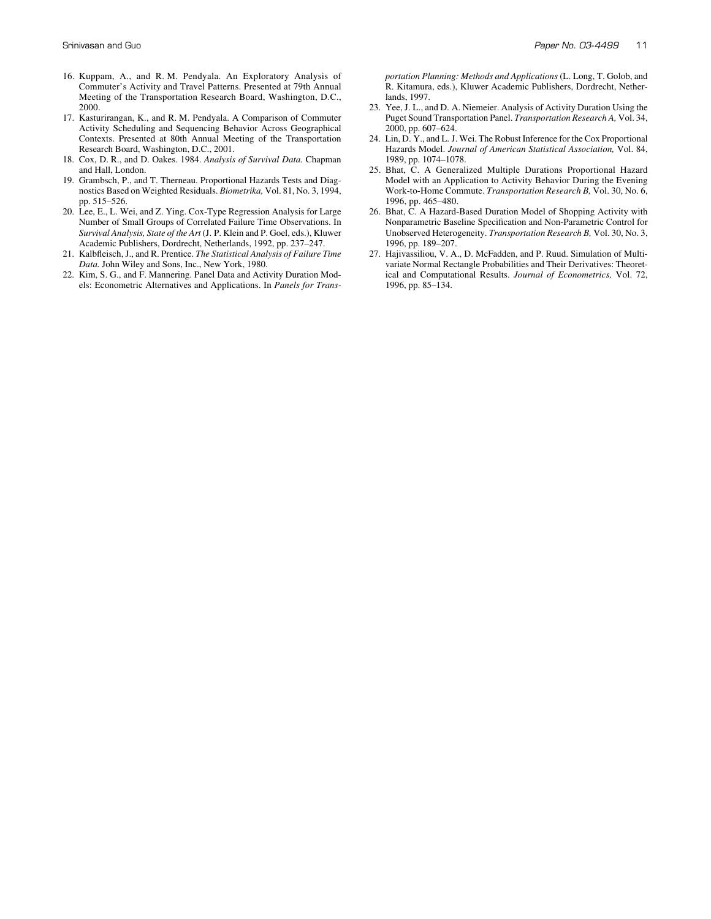16. Kuppam, A., and R. M. Pendyala. An Exploratory Analysis of Commuter's Activity and Travel Patterns. Presented at 79th Annual Meeting of the Transportation Research Board, Washington, D.C., 2000.
17. Kasturirangan, K., and R. M. Pendyala. A Comparison of Commuter Activity Scheduling and Sequencing Behavior Across Geographical Contexts. Presented at 80th Annual Meeting of the Transportation Research Board, Washington, D.C., 2001.
18. Cox, D. R., and D. Oakes. 1984. *Analysis of Survival Data.* Chapman and Hall, London.
19. Grambsch, P., and T. Therneau. Proportional Hazards Tests and Diagnostics Based on Weighted Residuals. *Biometrika,* Vol. 81, No. 3, 1994, pp. 515–526.
20. Lee, E., L. Wei, and Z. Ying. Cox-Type Regression Analysis for Large Number of Small Groups of Correlated Failure Time Observations. In *Survival Analysis, State of the Art* (J. P. Klein and P. Goel, eds.), Kluwer Academic Publishers, Dordrecht, Netherlands, 1992, pp. 237–247.
21. Kalbfleisch, J., and R. Prentice. *The Statistical Analysis of Failure Time Data.* John Wiley and Sons, Inc., New York, 1980.
22. Kim, S. G., and F. Mannering. Panel Data and Activity Duration Models: Econometric Alternatives and Applications. In *Panels for Transportation Planning: Methods and Applications* (L. Long, T. Golob, and R. Kitamura, eds.), Kluwer Academic Publishers, Dordrecht, Netherlands, 1997.
23. Yee, J. L., and D. A. Niemeier. Analysis of Activity Duration Using the Puget Sound Transportation Panel. *Transportation Research A,* Vol. 34, 2000, pp. 607–624.
24. Lin, D. Y., and L. J. Wei. The Robust Inference for the Cox Proportional Hazards Model. *Journal of American Statistical Association,* Vol. 84, 1989, pp. 1074–1078.
25. Bhat, C. A Generalized Multiple Durations Proportional Hazard Model with an Application to Activity Behavior During the Evening Work-to-Home Commute. *Transportation Research B,* Vol. 30, No. 6, 1996, pp. 465–480.
26. Bhat, C. A Hazard-Based Duration Model of Shopping Activity with Nonparametric Baseline Specification and Non-Parametric Control for Unobserved Heterogeneity. *Transportation Research B,* Vol. 30, No. 3, 1996, pp. 189–207.
27. Hajivassiliou, V. A., D. McFadden, and P. Ruud. Simulation of Multivariate Normal Rectangle Probabilities and Their Derivatives: Theoretical and Computational Results. *Journal of Econometrics,* Vol. 72, 1996, pp. 85–134.